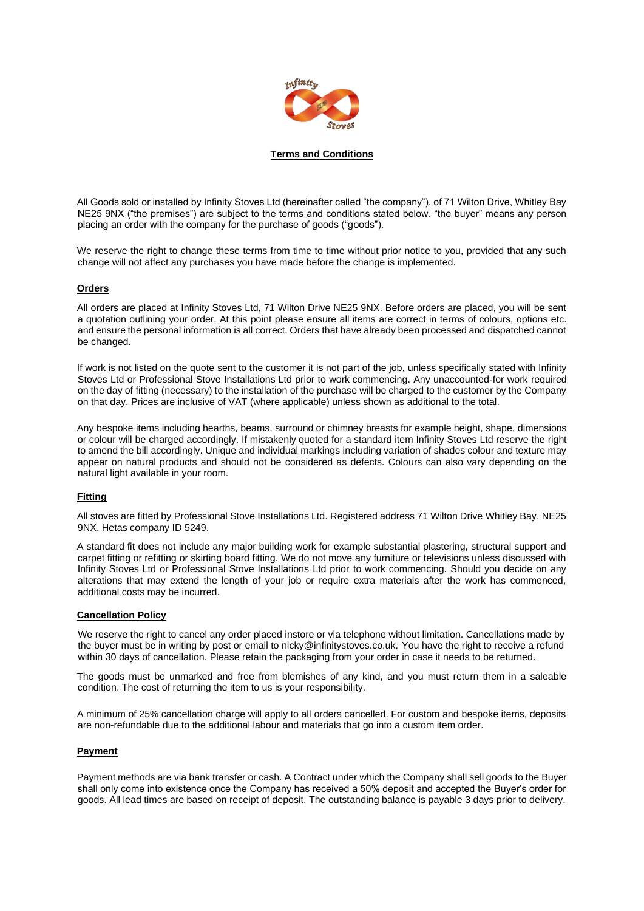## Terms and Conditions

All Goods sold or installed by Infinity Stoves Ltd (hereinafter called "the company"), of 71 Wilton Drive, Whitley Bay NE25 9NX ("the premises") are subject to the terms and conditions stated below. "the buyer" means any person placing an order with the company for the purchase of goods ("goods").

We reserve the right to change these terms from time to time without prior notice to you, provided that any such change will not affect any purchases you have made before the change is implemented.

### Orders

All orders are placed at Infinity Stoves Ltd, 71 Wilton Drive NE25 9NX. Before orders are placed, you will be sent a quotation outlining your order. At this point please ensure all items are correct in terms of colours, options etc. and ensure the personal information is all correct. Orders that have already been processed and dispatched cannot be changed.

If work is not listed on the quote sent to the customer it is not part of the job, unless specifically stated with Infinity Stoves Ltd or Professional Stove Installations Ltd prior to work commencing. Any unaccounted-for work required on the day of fitting (necessary) to the installation of the purchase will be charged to the customer by the Company on that day. Prices are inclusive of VAT (where applicable) unless shown as additional to the total.

Any bespoke items including hearths, beams, surround or chimney breasts for example height, shape, dimensions or colour will be charged accordingly. If mistakenly quoted for a standard item Infinity Stoves Ltd reserve the right to amend the bill accordingly. Unique and individual markings including variation of shades colour and texture may appear on natural products and should not be considered as defects. Colours can also vary depending on the natural light available in your room.

### Fitting

All stoves are fitted by Professional Stove Installations Ltd. Registered address 71 Wilton Drive Whitley Bay, NE25 9NX. Hetas company ID 5249.

A standard fit does not include any major building work for example substantial plastering, structural support and carpet fitting or refitting or skirting board fitting. We do not move any furniture or televisions unless discussed with Infinity Stoves Ltd or Professional Stove Installations Ltd prior to work commencing. Should you decide on any alterations that may extend the length of your job or require extra materials after the work has commenced, additional costs may be incurred.

### Cancellation Policy

We reserve the right to cancel any order placed instore or via telephone without limitation. Cancellations made by the buyer must be in writing by post or email to nicky@infinitystoves.co.uk. You have the right to receive a refund within 30 days of cancellation. Please retain the packaging from your order in case it needs to be returned.

The goods must be unmarked and free from blemishes of any kind, and you must return them in a saleable condition. The cost of returning the item to us is your responsibility.

A minimum of 25% cancellation charge will apply to all orders cancelled. For custom and bespoke items, deposits are non-refundable due to the additional labour and materials that go into a custom item order.

### Payment

Payment methods are via bank transfer or cash. A Contract under which the Company shall sell goods to the Buyer shall only come into existence once the Company has received a 50% deposit and accepted the Buyer's order for goods. All lead times are based on receipt of deposit. The outstanding balance is payable 3 days prior to delivery.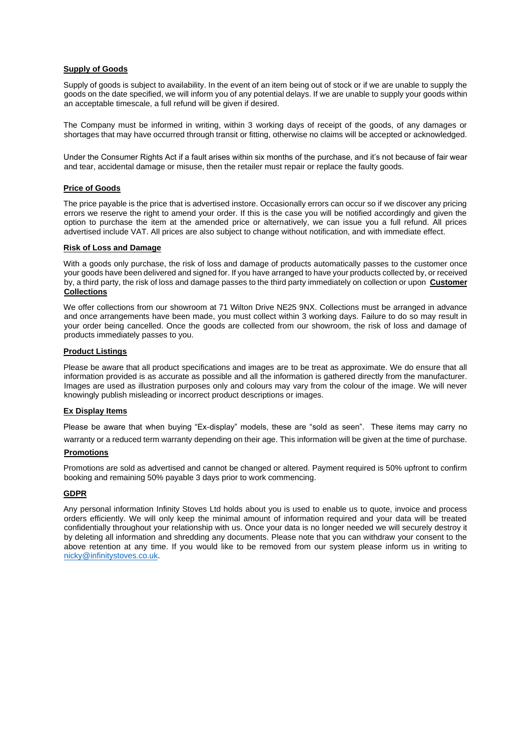**Supply of Goods**

Supply of goods is subject to availability. In the event of an item being out of stock or if we are unable to supply the goods on the date specified, we will inform you of any potential delays. If we are unable to supply your goods within an acceptable timescale, a full refund will be given if desired.

The Company must be informed in writing, within 3 working days of receipt of the goods, of any damages or shortages that may have occurred through transit or fitting, otherwise no claims will be accepted or acknowledged.

Under the Consumer Rights Act if a fault arises within six months of the purchase, and it's not because of fair wear and tear, accidental damage or misuse, then the retailer must repair or replace the faulty goods.

**Price of Goods**

The price payable is the price that is advertised instore. Occasionally errors can occur so if we discover any pricing errors we reserve the right to amend your order. If this is the case you will be notified accordingly and given the option to purchase the item at the amended price or alternatively, we can issue you a full refund. All prices advertised include VAT. All prices are also subject to change without notification, and with immediate effect.

**Risk of Loss and Damage**

With a goods only purchase, the risk of loss and damage of products automatically passes to the customer once your goods have been delivered and signed for. If you have arranged to have your products collected by, or received by, a third party, the risk of loss and damage passes to the third party immediately on collection or upon **Customer Collections**

We offer collections from our showroom at 71 Wilton Drive NE25 9NX. Collections must be arranged in advance and once arrangements have been made, you must collect within 3 working days. Failure to do so may result in your order being cancelled. Once the goods are collected from our showroom, the risk of loss and damage of products immediately passes to you.

**Product Listings**

Please be aware that all product specifications and images are to be treat as approximate. We do ensure that all information provided is as accurate as possible and all the information is gathered directly from the manufacturer. Images are used as illustration purposes only and colours may vary from the colour of the image. We will never knowingly publish misleading or incorrect product descriptions or images.

**Ex Display Items**

Please be aware that when buying "Ex-display" models, these are "sold as seen". These items may carry no warranty or a reduced term warranty depending on their age. This information will be given at the time of purchase.

**Promotions**

Promotions are sold as advertised and cannot be changed or altered. Payment required is 50% upfront to confirm booking and remaining 50% payable 3 days prior to work commencing.

**GDPR**

Any personal information Infinity Stoves Ltd holds about you is used to enable us to quote, invoice and process orders efficiently. We will only keep the minimal amount of information required and your data will be treated confidentially throughout your relationship with us. Once your data is no longer needed we will securely destroy it by deleting all information and shredding any documents. Please note that you can withdraw your consent to the above retention at any time. If you would like to be removed from our system please inform us in writing to nicky@infinitystoves.co.uk.